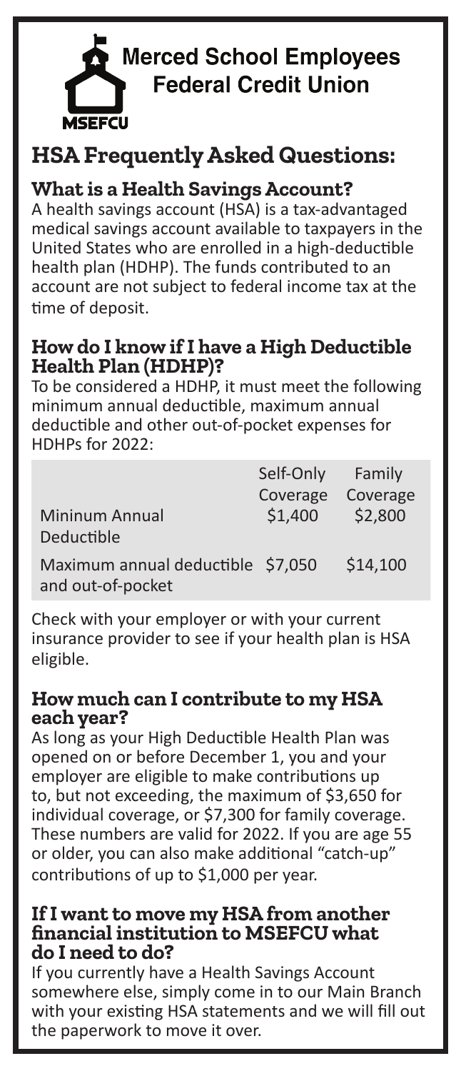# Merced School Employees Federal Credit Union

MSEFCU

## HSA Frequently Asked Questions:

### What is a Health Savings Account?

A health savings account (HSA) is a tax-advantaged medical savings account available to taxpayers in the United States who are enrolled in a high-deductible health plan (HDHP). The funds contributed to an account are not subject to federal income tax at the time of deposit.

### How do I know if I have a High Deductible Health Plan (HDHP)?

To be considered a HDHP, it must meet the following minimum annual deductible, maximum annual deductible and other out-of-pocket expenses for HDHPs for 2022:

| | Self-Only Coverage | Family Coverage |
|---|---|---|
| Mininum Annual Deductible | $1,400 | $2,800 |
| Maximum annual deductible and out-of-pocket | $7,050 | $14,100 |

Check with your employer or with your current insurance provider to see if your health plan is HSA eligible.

### How much can I contribute to my HSA each year?

As long as your High Deductible Health Plan was opened on or before December 1, you and your employer are eligible to make contributions up to, but not exceeding, the maximum of $3,650 for individual coverage, or $7,300 for family coverage. These numbers are valid for 2022. If you are age 55 or older, you can also make additional "catch-up" contributions of up to $1,000 per year.

### If I want to move my HSA from another financial institution to MSEFCU what do I need to do?

If you currently have a Health Savings Account somewhere else, simply come in to our Main Branch with your existing HSA statements and we will fill out the paperwork to move it over.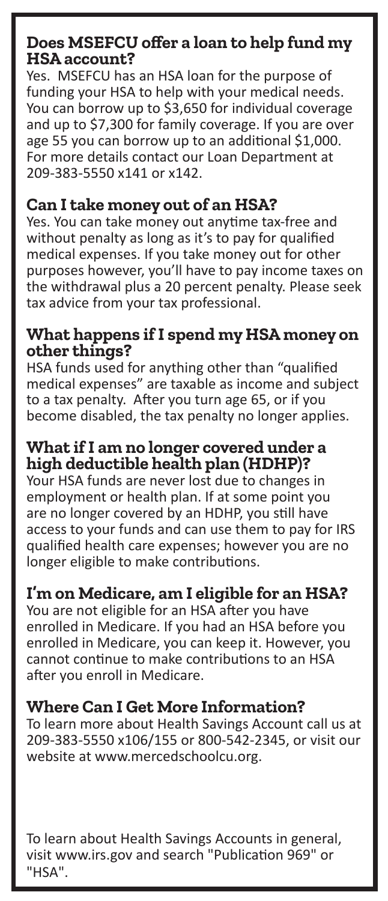## Does MSEFCU offer a loan to help fund my HSA account?

Yes. MSEFCU has an HSA loan for the purpose of funding your HSA to help with your medical needs. You can borrow up to $3,650 for individual coverage and up to $7,300 for family coverage. If you are over age 55 you can borrow up to an additional $1,000. For more details contact our Loan Department at 209-383-5550 x141 or x142.

## Can I take money out of an HSA?

Yes. You can take money out anytime tax-free and without penalty as long as it's to pay for qualified medical expenses. If you take money out for other purposes however, you'll have to pay income taxes on the withdrawal plus a 20 percent penalty. Please seek tax advice from your tax professional.

## What happens if I spend my HSA money on other things?

HSA funds used for anything other than "qualified medical expenses" are taxable as income and subject to a tax penalty. After you turn age 65, or if you become disabled, the tax penalty no longer applies.

## What if I am no longer covered under a high deductible health plan (HDHP)?

Your HSA funds are never lost due to changes in employment or health plan. If at some point you are no longer covered by an HDHP, you still have access to your funds and can use them to pay for IRS qualified health care expenses; however you are no longer eligible to make contributions.

## I'm on Medicare, am I eligible for an HSA?

You are not eligible for an HSA after you have enrolled in Medicare. If you had an HSA before you enrolled in Medicare, you can keep it. However, you cannot continue to make contributions to an HSA after you enroll in Medicare.

## Where Can I Get More Information?

To learn more about Health Savings Account call us at 209-383-5550 x106/155 or 800-542-2345, or visit our website at www.mercedschoolcu.org.

To learn about Health Savings Accounts in general, visit www.irs.gov and search "Publication 969" or "HSA".